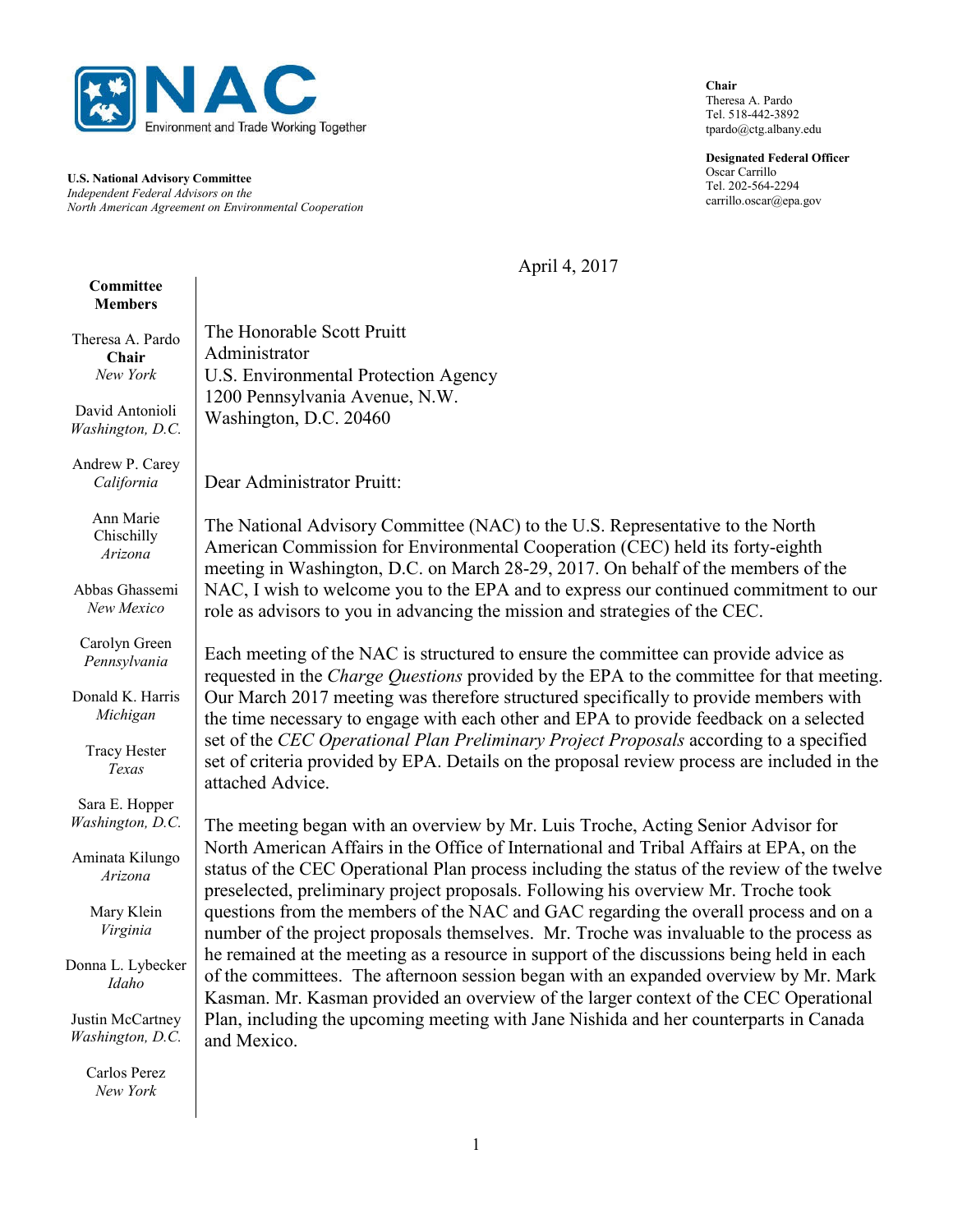**NAC**
Environment and Trade Working Together

**U.S. National Advisory Committee**
*Independent Federal Advisors on the*
*North American Agreement on Environmental Cooperation*

**Chair**
Theresa A. Pardo
Tel. 518-442-3892
tpardo@ctg.albany.edu

**Designated Federal Officer**
Oscar Carrillo
Tel. 202-564-2294
carrillo.oscar@epa.gov

**Committee Members**

Theresa A. Pardo
**Chair**
*New York*

David Antonioli
*Washington, D.C.*

Andrew P. Carey
*California*

Ann Marie Chischilly
*Arizona*

Abbas Ghassemi
*New Mexico*

Carolyn Green
*Pennsylvania*

Donald K. Harris
*Michigan*

Tracy Hester
*Texas*

Sara E. Hopper
*Washington, D.C.*

Aminata Kilungo
*Arizona*

Mary Klein
*Virginia*

Donna L. Lybecker
*Idaho*

Justin McCartney
*Washington, D.C.*

Carlos Perez
*New York*

April 4, 2017

The Honorable Scott Pruitt
Administrator
U.S. Environmental Protection Agency
1200 Pennsylvania Avenue, N.W.
Washington, D.C. 20460

Dear Administrator Pruitt:

The National Advisory Committee (NAC) to the U.S. Representative to the North American Commission for Environmental Cooperation (CEC) held its forty-eighth meeting in Washington, D.C. on March 28-29, 2017. On behalf of the members of the NAC, I wish to welcome you to the EPA and to express our continued commitment to our role as advisors to you in advancing the mission and strategies of the CEC.

Each meeting of the NAC is structured to ensure the committee can provide advice as requested in the *Charge Questions* provided by the EPA to the committee for that meeting. Our March 2017 meeting was therefore structured specifically to provide members with the time necessary to engage with each other and EPA to provide feedback on a selected set of the *CEC Operational Plan Preliminary Project Proposals* according to a specified set of criteria provided by EPA. Details on the proposal review process are included in the attached Advice.

The meeting began with an overview by Mr. Luis Troche, Acting Senior Advisor for North American Affairs in the Office of International and Tribal Affairs at EPA, on the status of the CEC Operational Plan process including the status of the review of the twelve preselected, preliminary project proposals. Following his overview Mr. Troche took questions from the members of the NAC and GAC regarding the overall process and on a number of the project proposals themselves. Mr. Troche was invaluable to the process as he remained at the meeting as a resource in support of the discussions being held in each of the committees. The afternoon session began with an expanded overview by Mr. Mark Kasman. Mr. Kasman provided an overview of the larger context of the CEC Operational Plan, including the upcoming meeting with Jane Nishida and her counterparts in Canada and Mexico.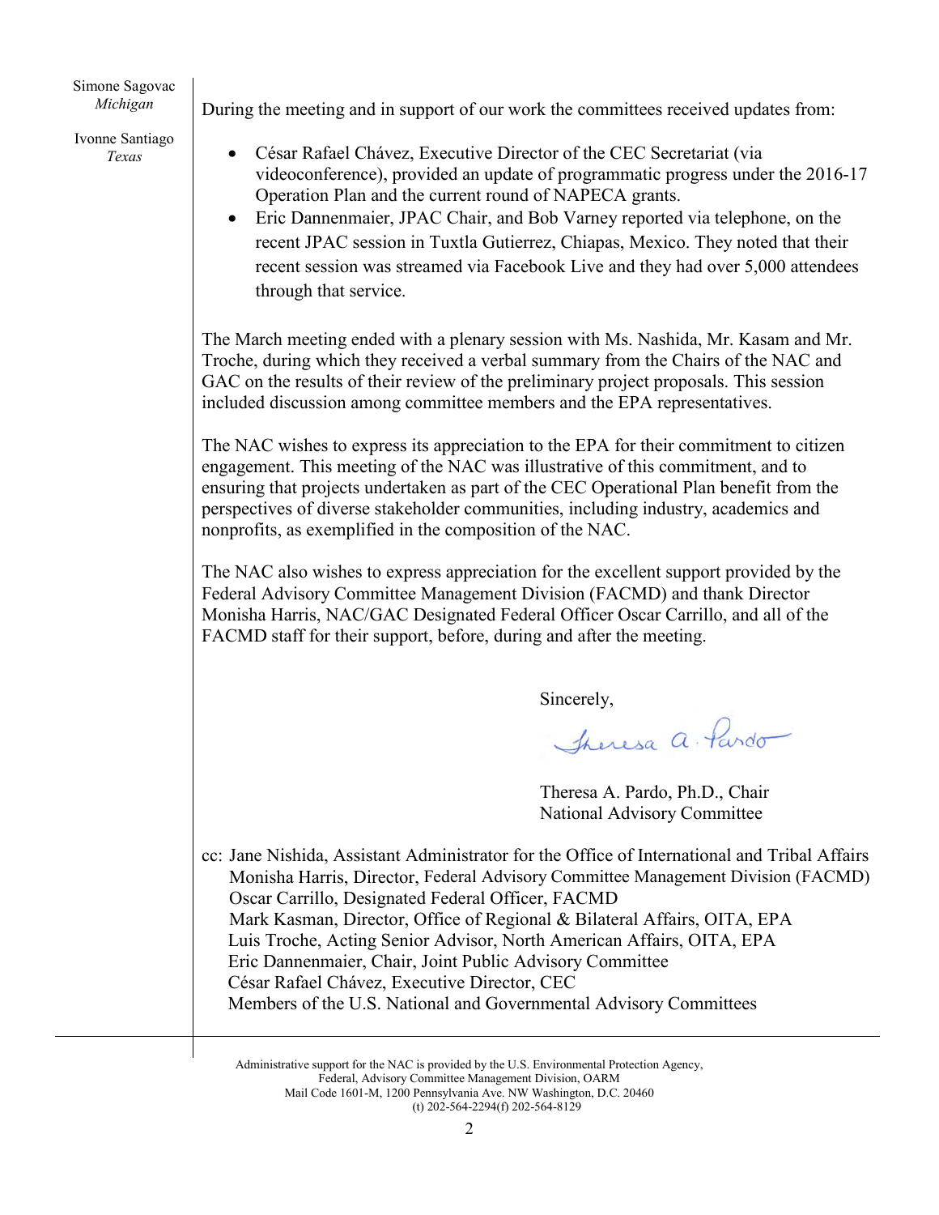Simone Sagovac
*Michigan*

Ivonne Santiago
*Texas*

During the meeting and in support of our work the committees received updates from:

- César Rafael Chávez, Executive Director of the CEC Secretariat (via videoconference), provided an update of programmatic progress under the 2016-17 Operation Plan and the current round of NAPECA grants.
- Eric Dannenmaier, JPAC Chair, and Bob Varney reported via telephone, on the recent JPAC session in Tuxtla Gutierrez, Chiapas, Mexico. They noted that their recent session was streamed via Facebook Live and they had over 5,000 attendees through that service.

The March meeting ended with a plenary session with Ms. Nashida, Mr. Kasam and Mr. Troche, during which they received a verbal summary from the Chairs of the NAC and GAC on the results of their review of the preliminary project proposals. This session included discussion among committee members and the EPA representatives.

The NAC wishes to express its appreciation to the EPA for their commitment to citizen engagement. This meeting of the NAC was illustrative of this commitment, and to ensuring that projects undertaken as part of the CEC Operational Plan benefit from the perspectives of diverse stakeholder communities, including industry, academics and nonprofits, as exemplified in the composition of the NAC.

The NAC also wishes to express appreciation for the excellent support provided by the Federal Advisory Committee Management Division (FACMD) and thank Director Monisha Harris, NAC/GAC Designated Federal Officer Oscar Carrillo, and all of the FACMD staff for their support, before, during and after the meeting.

Sincerely,

Theresa A. Pardo

Theresa A. Pardo, Ph.D., Chair
National Advisory Committee

cc: Jane Nishida, Assistant Administrator for the Office of International and Tribal Affairs
Monisha Harris, Director, Federal Advisory Committee Management Division (FACMD)
Oscar Carrillo, Designated Federal Officer, FACMD
Mark Kasman, Director, Office of Regional & Bilateral Affairs, OITA, EPA
Luis Troche, Acting Senior Advisor, North American Affairs, OITA, EPA
Eric Dannenmaier, Chair, Joint Public Advisory Committee
César Rafael Chávez, Executive Director, CEC
Members of the U.S. National and Governmental Advisory Committees

Administrative support for the NAC is provided by the U.S. Environmental Protection Agency,
Federal, Advisory Committee Management Division, OARM
Mail Code 1601-M, 1200 Pennsylvania Ave. NW Washington, D.C. 20460
(t) 202-564-2294(f) 202-564-8129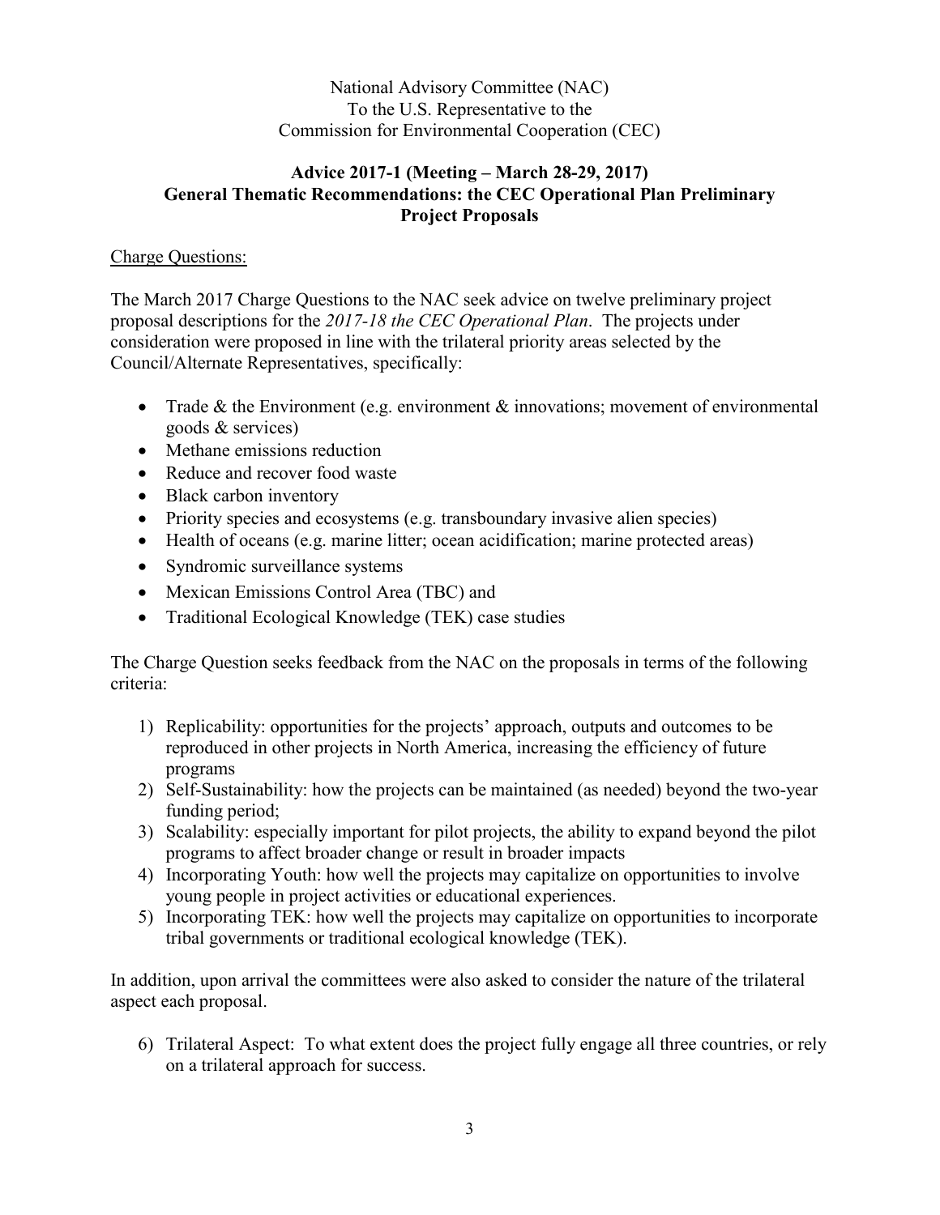National Advisory Committee (NAC)
To the U.S. Representative to the
Commission for Environmental Cooperation (CEC)

**Advice 2017-1 (Meeting – March 28-29, 2017)**
**General Thematic Recommendations: the CEC Operational Plan Preliminary Project Proposals**

Charge Questions:

The March 2017 Charge Questions to the NAC seek advice on twelve preliminary project proposal descriptions for the *2017-18 the CEC Operational Plan*. The projects under consideration were proposed in line with the trilateral priority areas selected by the Council/Alternate Representatives, specifically:

- Trade & the Environment (e.g. environment & innovations; movement of environmental goods & services)
- Methane emissions reduction
- Reduce and recover food waste
- Black carbon inventory
- Priority species and ecosystems (e.g. transboundary invasive alien species)
- Health of oceans (e.g. marine litter; ocean acidification; marine protected areas)
- Syndromic surveillance systems
- Mexican Emissions Control Area (TBC) and
- Traditional Ecological Knowledge (TEK) case studies

The Charge Question seeks feedback from the NAC on the proposals in terms of the following criteria:

1) Replicability: opportunities for the projects' approach, outputs and outcomes to be reproduced in other projects in North America, increasing the efficiency of future programs
2) Self-Sustainability: how the projects can be maintained (as needed) beyond the two-year funding period;
3) Scalability: especially important for pilot projects, the ability to expand beyond the pilot programs to affect broader change or result in broader impacts
4) Incorporating Youth: how well the projects may capitalize on opportunities to involve young people in project activities or educational experiences.
5) Incorporating TEK: how well the projects may capitalize on opportunities to incorporate tribal governments or traditional ecological knowledge (TEK).

In addition, upon arrival the committees were also asked to consider the nature of the trilateral aspect each proposal.

6) Trilateral Aspect: To what extent does the project fully engage all three countries, or rely on a trilateral approach for success.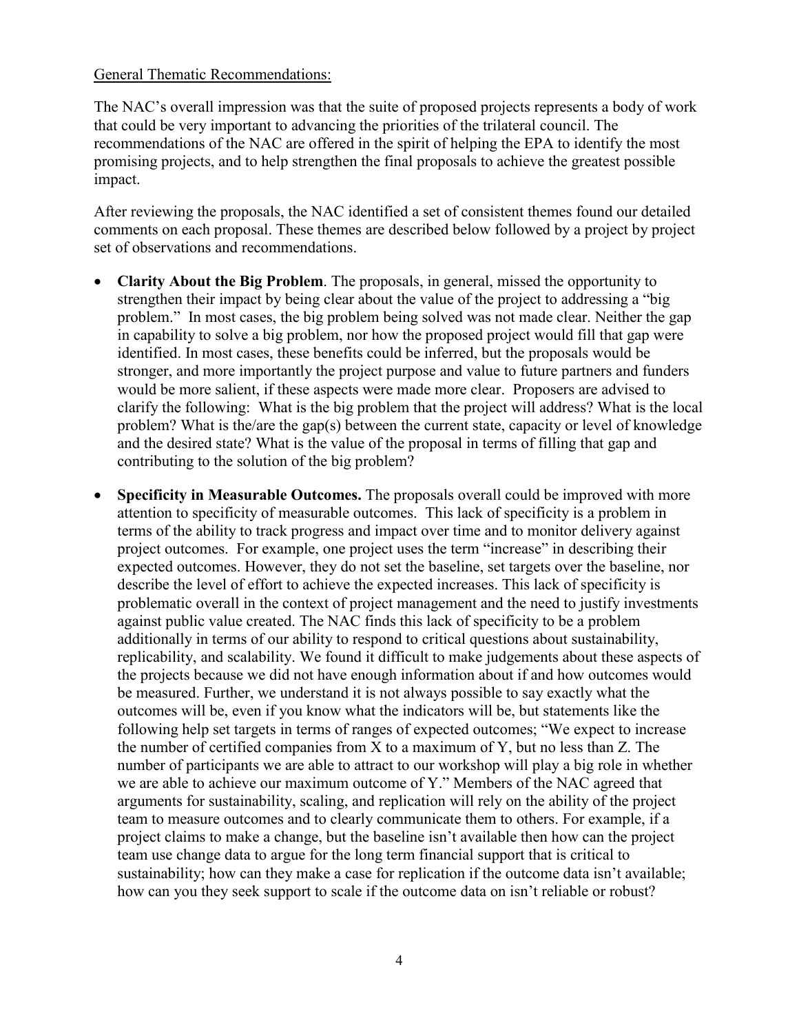General Thematic Recommendations:

The NAC's overall impression was that the suite of proposed projects represents a body of work that could be very important to advancing the priorities of the trilateral council. The recommendations of the NAC are offered in the spirit of helping the EPA to identify the most promising projects, and to help strengthen the final proposals to achieve the greatest possible impact.

After reviewing the proposals, the NAC identified a set of consistent themes found our detailed comments on each proposal. These themes are described below followed by a project by project set of observations and recommendations.

- **Clarity About the Big Problem**. The proposals, in general, missed the opportunity to strengthen their impact by being clear about the value of the project to addressing a "big problem." In most cases, the big problem being solved was not made clear. Neither the gap in capability to solve a big problem, nor how the proposed project would fill that gap were identified. In most cases, these benefits could be inferred, but the proposals would be stronger, and more importantly the project purpose and value to future partners and funders would be more salient, if these aspects were made more clear. Proposers are advised to clarify the following: What is the big problem that the project will address? What is the local problem? What is the/are the gap(s) between the current state, capacity or level of knowledge and the desired state? What is the value of the proposal in terms of filling that gap and contributing to the solution of the big problem?

- **Specificity in Measurable Outcomes.** The proposals overall could be improved with more attention to specificity of measurable outcomes. This lack of specificity is a problem in terms of the ability to track progress and impact over time and to monitor delivery against project outcomes. For example, one project uses the term "increase" in describing their expected outcomes. However, they do not set the baseline, set targets over the baseline, nor describe the level of effort to achieve the expected increases. This lack of specificity is problematic overall in the context of project management and the need to justify investments against public value created. The NAC finds this lack of specificity to be a problem additionally in terms of our ability to respond to critical questions about sustainability, replicability, and scalability. We found it difficult to make judgements about these aspects of the projects because we did not have enough information about if and how outcomes would be measured. Further, we understand it is not always possible to say exactly what the outcomes will be, even if you know what the indicators will be, but statements like the following help set targets in terms of ranges of expected outcomes; "We expect to increase the number of certified companies from X to a maximum of Y, but no less than Z. The number of participants we are able to attract to our workshop will play a big role in whether we are able to achieve our maximum outcome of Y." Members of the NAC agreed that arguments for sustainability, scaling, and replication will rely on the ability of the project team to measure outcomes and to clearly communicate them to others. For example, if a project claims to make a change, but the baseline isn't available then how can the project team use change data to argue for the long term financial support that is critical to sustainability; how can they make a case for replication if the outcome data isn't available; how can you they seek support to scale if the outcome data on isn't reliable or robust?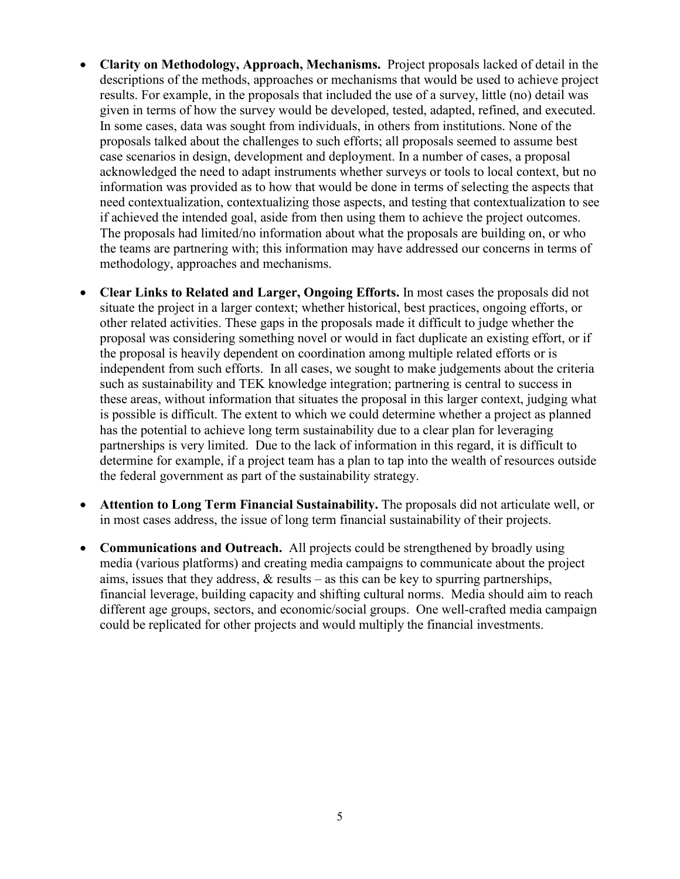- **Clarity on Methodology, Approach, Mechanisms.** Project proposals lacked of detail in the descriptions of the methods, approaches or mechanisms that would be used to achieve project results. For example, in the proposals that included the use of a survey, little (no) detail was given in terms of how the survey would be developed, tested, adapted, refined, and executed. In some cases, data was sought from individuals, in others from institutions. None of the proposals talked about the challenges to such efforts; all proposals seemed to assume best case scenarios in design, development and deployment. In a number of cases, a proposal acknowledged the need to adapt instruments whether surveys or tools to local context, but no information was provided as to how that would be done in terms of selecting the aspects that need contextualization, contextualizing those aspects, and testing that contextualization to see if achieved the intended goal, aside from then using them to achieve the project outcomes. The proposals had limited/no information about what the proposals are building on, or who the teams are partnering with; this information may have addressed our concerns in terms of methodology, approaches and mechanisms.

- **Clear Links to Related and Larger, Ongoing Efforts.** In most cases the proposals did not situate the project in a larger context; whether historical, best practices, ongoing efforts, or other related activities. These gaps in the proposals made it difficult to judge whether the proposal was considering something novel or would in fact duplicate an existing effort, or if the proposal is heavily dependent on coordination among multiple related efforts or is independent from such efforts. In all cases, we sought to make judgements about the criteria such as sustainability and TEK knowledge integration; partnering is central to success in these areas, without information that situates the proposal in this larger context, judging what is possible is difficult. The extent to which we could determine whether a project as planned has the potential to achieve long term sustainability due to a clear plan for leveraging partnerships is very limited. Due to the lack of information in this regard, it is difficult to determine for example, if a project team has a plan to tap into the wealth of resources outside the federal government as part of the sustainability strategy.

- **Attention to Long Term Financial Sustainability.** The proposals did not articulate well, or in most cases address, the issue of long term financial sustainability of their projects.

- **Communications and Outreach.** All projects could be strengthened by broadly using media (various platforms) and creating media campaigns to communicate about the project aims, issues that they address, & results – as this can be key to spurring partnerships, financial leverage, building capacity and shifting cultural norms. Media should aim to reach different age groups, sectors, and economic/social groups. One well-crafted media campaign could be replicated for other projects and would multiply the financial investments.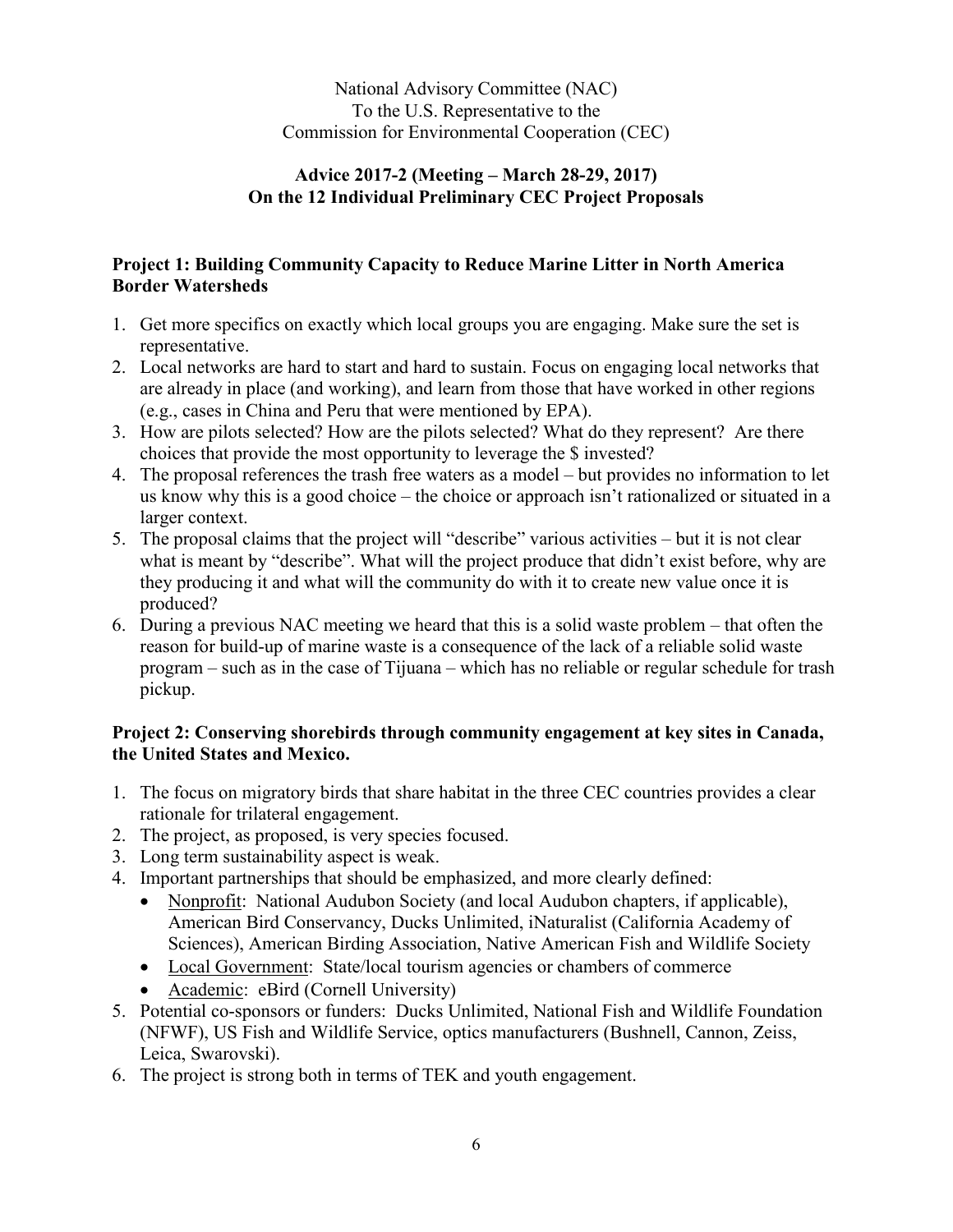National Advisory Committee (NAC)
To the U.S. Representative to the
Commission for Environmental Cooperation (CEC)

**Advice 2017-2 (Meeting – March 28-29, 2017)**
**On the 12 Individual Preliminary CEC Project Proposals**

### Project 1: Building Community Capacity to Reduce Marine Litter in North America Border Watersheds

1. Get more specifics on exactly which local groups you are engaging. Make sure the set is representative.
2. Local networks are hard to start and hard to sustain. Focus on engaging local networks that are already in place (and working), and learn from those that have worked in other regions (e.g., cases in China and Peru that were mentioned by EPA).
3. How are pilots selected? How are the pilots selected? What do they represent? Are there choices that provide the most opportunity to leverage the $ invested?
4. The proposal references the trash free waters as a model – but provides no information to let us know why this is a good choice – the choice or approach isn't rationalized or situated in a larger context.
5. The proposal claims that the project will "describe" various activities – but it is not clear what is meant by "describe". What will the project produce that didn't exist before, why are they producing it and what will the community do with it to create new value once it is produced?
6. During a previous NAC meeting we heard that this is a solid waste problem – that often the reason for build-up of marine waste is a consequence of the lack of a reliable solid waste program – such as in the case of Tijuana – which has no reliable or regular schedule for trash pickup.

### Project 2: Conserving shorebirds through community engagement at key sites in Canada, the United States and Mexico.

1. The focus on migratory birds that share habitat in the three CEC countries provides a clear rationale for trilateral engagement.
2. The project, as proposed, is very species focused.
3. Long term sustainability aspect is weak.
4. Important partnerships that should be emphasized, and more clearly defined:
   - Nonprofit: National Audubon Society (and local Audubon chapters, if applicable), American Bird Conservancy, Ducks Unlimited, iNaturalist (California Academy of Sciences), American Birding Association, Native American Fish and Wildlife Society
   - Local Government: State/local tourism agencies or chambers of commerce
   - Academic: eBird (Cornell University)
5. Potential co-sponsors or funders: Ducks Unlimited, National Fish and Wildlife Foundation (NFWF), US Fish and Wildlife Service, optics manufacturers (Bushnell, Cannon, Zeiss, Leica, Swarovski).
6. The project is strong both in terms of TEK and youth engagement.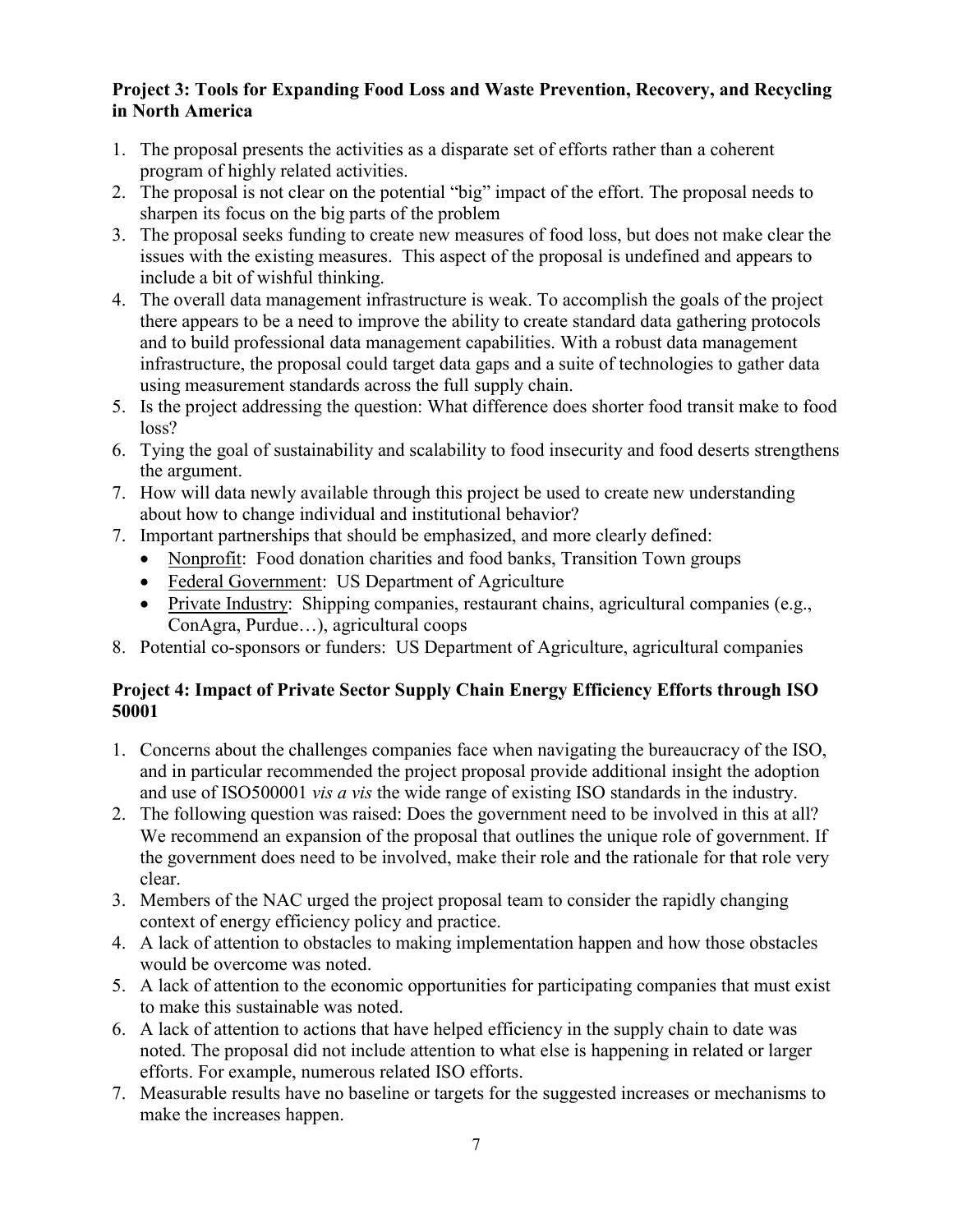**Project 3: Tools for Expanding Food Loss and Waste Prevention, Recovery, and Recycling in North America**

1. The proposal presents the activities as a disparate set of efforts rather than a coherent program of highly related activities.
2. The proposal is not clear on the potential "big" impact of the effort. The proposal needs to sharpen its focus on the big parts of the problem
3. The proposal seeks funding to create new measures of food loss, but does not make clear the issues with the existing measures. This aspect of the proposal is undefined and appears to include a bit of wishful thinking.
4. The overall data management infrastructure is weak. To accomplish the goals of the project there appears to be a need to improve the ability to create standard data gathering protocols and to build professional data management capabilities. With a robust data management infrastructure, the proposal could target data gaps and a suite of technologies to gather data using measurement standards across the full supply chain.
5. Is the project addressing the question: What difference does shorter food transit make to food loss?
6. Tying the goal of sustainability and scalability to food insecurity and food deserts strengthens the argument.
7. How will data newly available through this project be used to create new understanding about how to change individual and institutional behavior?
7. Important partnerships that should be emphasized, and more clearly defined:
   - Nonprofit: Food donation charities and food banks, Transition Town groups
   - Federal Government: US Department of Agriculture
   - Private Industry: Shipping companies, restaurant chains, agricultural companies (e.g., ConAgra, Purdue…), agricultural coops
8. Potential co-sponsors or funders: US Department of Agriculture, agricultural companies

**Project 4: Impact of Private Sector Supply Chain Energy Efficiency Efforts through ISO 50001**

1. Concerns about the challenges companies face when navigating the bureaucracy of the ISO, and in particular recommended the project proposal provide additional insight the adoption and use of ISO500001 *vis a vis* the wide range of existing ISO standards in the industry.
2. The following question was raised: Does the government need to be involved in this at all? We recommend an expansion of the proposal that outlines the unique role of government. If the government does need to be involved, make their role and the rationale for that role very clear.
3. Members of the NAC urged the project proposal team to consider the rapidly changing context of energy efficiency policy and practice.
4. A lack of attention to obstacles to making implementation happen and how those obstacles would be overcome was noted.
5. A lack of attention to the economic opportunities for participating companies that must exist to make this sustainable was noted.
6. A lack of attention to actions that have helped efficiency in the supply chain to date was noted. The proposal did not include attention to what else is happening in related or larger efforts. For example, numerous related ISO efforts.
7. Measurable results have no baseline or targets for the suggested increases or mechanisms to make the increases happen.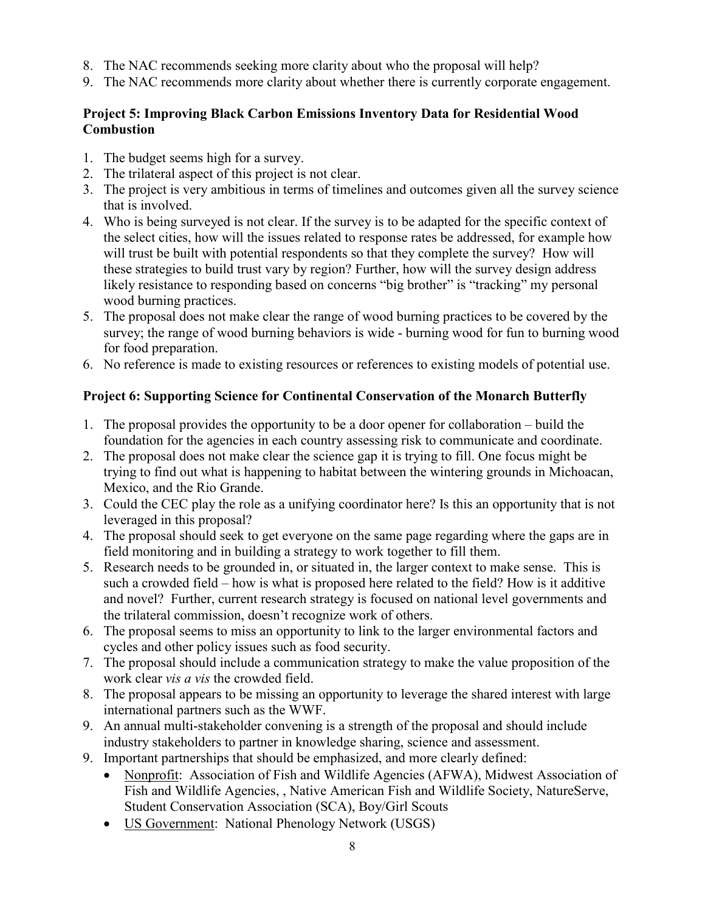8. The NAC recommends seeking more clarity about who the proposal will help?
9. The NAC recommends more clarity about whether there is currently corporate engagement.

**Project 5: Improving Black Carbon Emissions Inventory Data for Residential Wood Combustion**

1. The budget seems high for a survey.
2. The trilateral aspect of this project is not clear.
3. The project is very ambitious in terms of timelines and outcomes given all the survey science that is involved.
4. Who is being surveyed is not clear. If the survey is to be adapted for the specific context of the select cities, how will the issues related to response rates be addressed, for example how will trust be built with potential respondents so that they complete the survey? How will these strategies to build trust vary by region? Further, how will the survey design address likely resistance to responding based on concerns "big brother" is "tracking" my personal wood burning practices.
5. The proposal does not make clear the range of wood burning practices to be covered by the survey; the range of wood burning behaviors is wide - burning wood for fun to burning wood for food preparation.
6. No reference is made to existing resources or references to existing models of potential use.

**Project 6: Supporting Science for Continental Conservation of the Monarch Butterfly**

1. The proposal provides the opportunity to be a door opener for collaboration – build the foundation for the agencies in each country assessing risk to communicate and coordinate.
2. The proposal does not make clear the science gap it is trying to fill. One focus might be trying to find out what is happening to habitat between the wintering grounds in Michoacan, Mexico, and the Rio Grande.
3. Could the CEC play the role as a unifying coordinator here? Is this an opportunity that is not leveraged in this proposal?
4. The proposal should seek to get everyone on the same page regarding where the gaps are in field monitoring and in building a strategy to work together to fill them.
5. Research needs to be grounded in, or situated in, the larger context to make sense. This is such a crowded field – how is what is proposed here related to the field? How is it additive and novel? Further, current research strategy is focused on national level governments and the trilateral commission, doesn't recognize work of others.
6. The proposal seems to miss an opportunity to link to the larger environmental factors and cycles and other policy issues such as food security.
7. The proposal should include a communication strategy to make the value proposition of the work clear *vis a vis* the crowded field.
8. The proposal appears to be missing an opportunity to leverage the shared interest with large international partners such as the WWF.
9. An annual multi-stakeholder convening is a strength of the proposal and should include industry stakeholders to partner in knowledge sharing, science and assessment.
9. Important partnerships that should be emphasized, and more clearly defined:
   - Nonprofit: Association of Fish and Wildlife Agencies (AFWA), Midwest Association of Fish and Wildlife Agencies, , Native American Fish and Wildlife Society, NatureServe, Student Conservation Association (SCA), Boy/Girl Scouts
   - US Government: National Phenology Network (USGS)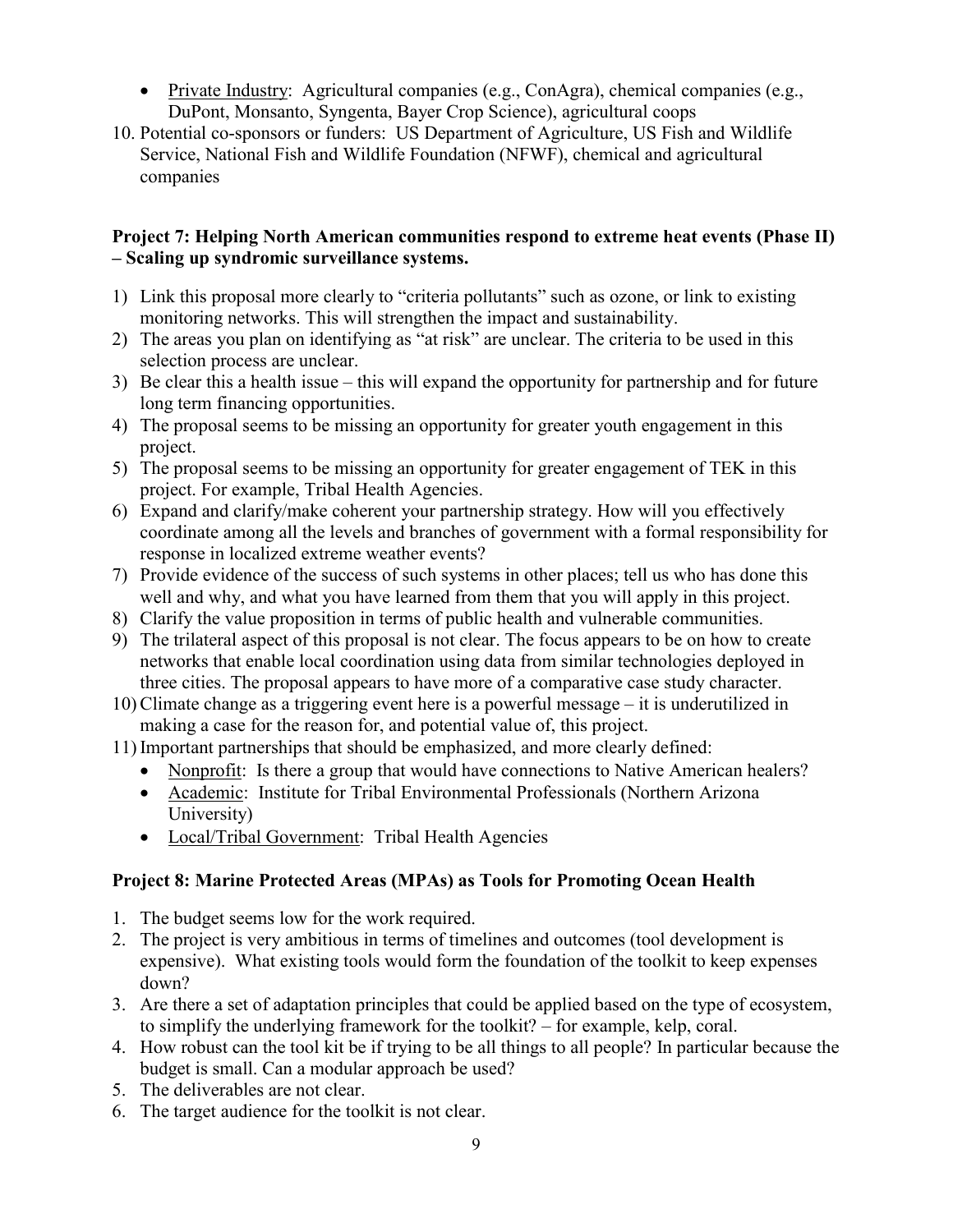- Private Industry: Agricultural companies (e.g., ConAgra), chemical companies (e.g., DuPont, Monsanto, Syngenta, Bayer Crop Science), agricultural coops

10. Potential co-sponsors or funders: US Department of Agriculture, US Fish and Wildlife Service, National Fish and Wildlife Foundation (NFWF), chemical and agricultural companies

**Project 7: Helping North American communities respond to extreme heat events (Phase II) – Scaling up syndromic surveillance systems.**

1) Link this proposal more clearly to "criteria pollutants" such as ozone, or link to existing monitoring networks. This will strengthen the impact and sustainability.
2) The areas you plan on identifying as "at risk" are unclear. The criteria to be used in this selection process are unclear.
3) Be clear this a health issue – this will expand the opportunity for partnership and for future long term financing opportunities.
4) The proposal seems to be missing an opportunity for greater youth engagement in this project.
5) The proposal seems to be missing an opportunity for greater engagement of TEK in this project. For example, Tribal Health Agencies.
6) Expand and clarify/make coherent your partnership strategy. How will you effectively coordinate among all the levels and branches of government with a formal responsibility for response in localized extreme weather events?
7) Provide evidence of the success of such systems in other places; tell us who has done this well and why, and what you have learned from them that you will apply in this project.
8) Clarify the value proposition in terms of public health and vulnerable communities.
9) The trilateral aspect of this proposal is not clear. The focus appears to be on how to create networks that enable local coordination using data from similar technologies deployed in three cities. The proposal appears to have more of a comparative case study character.
10) Climate change as a triggering event here is a powerful message – it is underutilized in making a case for the reason for, and potential value of, this project.
11) Important partnerships that should be emphasized, and more clearly defined:
    - Nonprofit: Is there a group that would have connections to Native American healers?
    - Academic: Institute for Tribal Environmental Professionals (Northern Arizona University)
    - Local/Tribal Government: Tribal Health Agencies

**Project 8: Marine Protected Areas (MPAs) as Tools for Promoting Ocean Health**

1. The budget seems low for the work required.
2. The project is very ambitious in terms of timelines and outcomes (tool development is expensive). What existing tools would form the foundation of the toolkit to keep expenses down?
3. Are there a set of adaptation principles that could be applied based on the type of ecosystem, to simplify the underlying framework for the toolkit? – for example, kelp, coral.
4. How robust can the tool kit be if trying to be all things to all people? In particular because the budget is small. Can a modular approach be used?
5. The deliverables are not clear.
6. The target audience for the toolkit is not clear.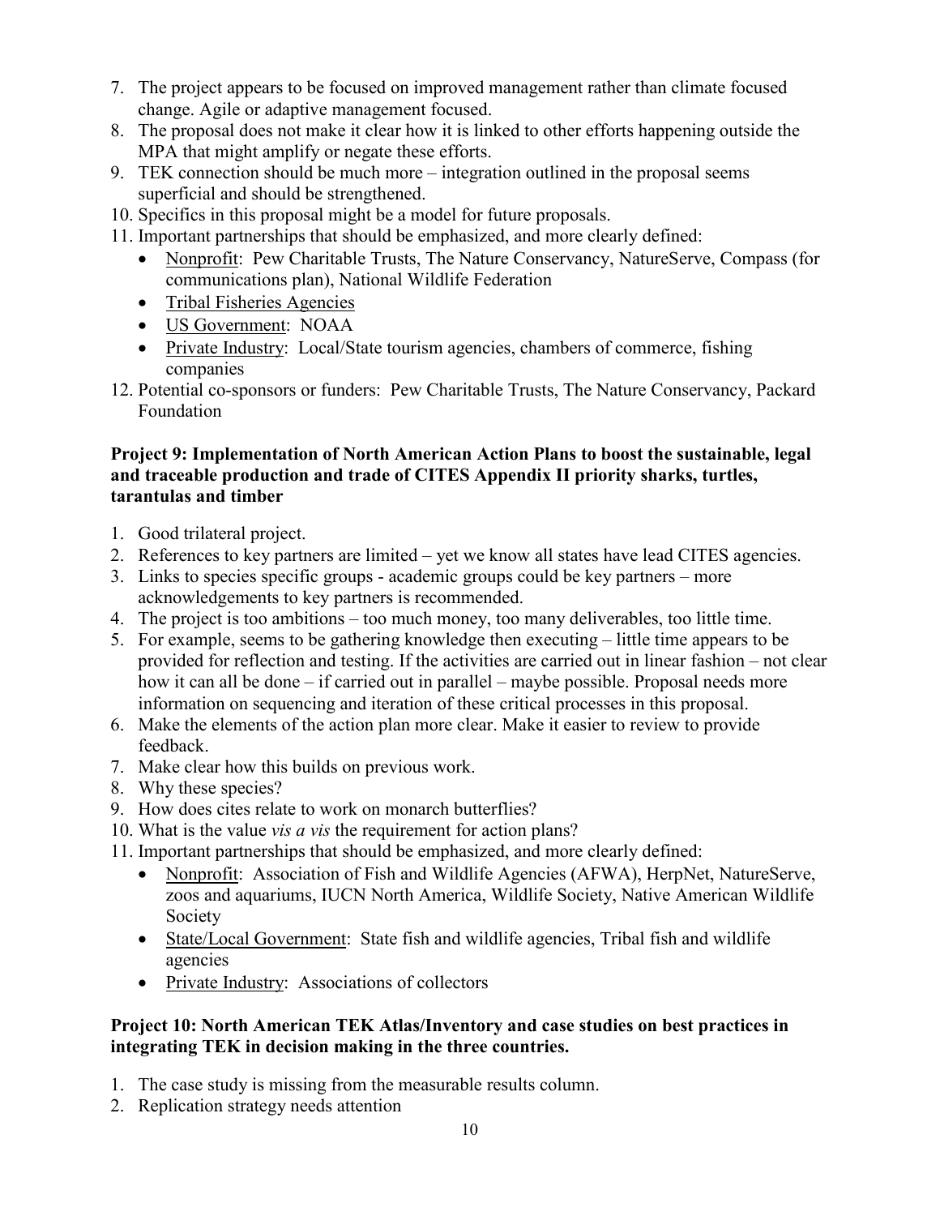7. The project appears to be focused on improved management rather than climate focused change. Agile or adaptive management focused.
8. The proposal does not make it clear how it is linked to other efforts happening outside the MPA that might amplify or negate these efforts.
9. TEK connection should be much more – integration outlined in the proposal seems superficial and should be strengthened.
10. Specifics in this proposal might be a model for future proposals.
11. Important partnerships that should be emphasized, and more clearly defined:
    - Nonprofit: Pew Charitable Trusts, The Nature Conservancy, NatureServe, Compass (for communications plan), National Wildlife Federation
    - Tribal Fisheries Agencies
    - US Government: NOAA
    - Private Industry: Local/State tourism agencies, chambers of commerce, fishing companies
12. Potential co-sponsors or funders: Pew Charitable Trusts, The Nature Conservancy, Packard Foundation

**Project 9: Implementation of North American Action Plans to boost the sustainable, legal and traceable production and trade of CITES Appendix II priority sharks, turtles, tarantulas and timber**

1. Good trilateral project.
2. References to key partners are limited – yet we know all states have lead CITES agencies.
3. Links to species specific groups - academic groups could be key partners – more acknowledgements to key partners is recommended.
4. The project is too ambitions – too much money, too many deliverables, too little time.
5. For example, seems to be gathering knowledge then executing – little time appears to be provided for reflection and testing. If the activities are carried out in linear fashion – not clear how it can all be done – if carried out in parallel – maybe possible. Proposal needs more information on sequencing and iteration of these critical processes in this proposal.
6. Make the elements of the action plan more clear. Make it easier to review to provide feedback.
7. Make clear how this builds on previous work.
8. Why these species?
9. How does cites relate to work on monarch butterflies?
10. What is the value *vis a vis* the requirement for action plans?
11. Important partnerships that should be emphasized, and more clearly defined:
    - Nonprofit: Association of Fish and Wildlife Agencies (AFWA), HerpNet, NatureServe, zoos and aquariums, IUCN North America, Wildlife Society, Native American Wildlife Society
    - State/Local Government: State fish and wildlife agencies, Tribal fish and wildlife agencies
    - Private Industry: Associations of collectors

**Project 10: North American TEK Atlas/Inventory and case studies on best practices in integrating TEK in decision making in the three countries.**

1. The case study is missing from the measurable results column.
2. Replication strategy needs attention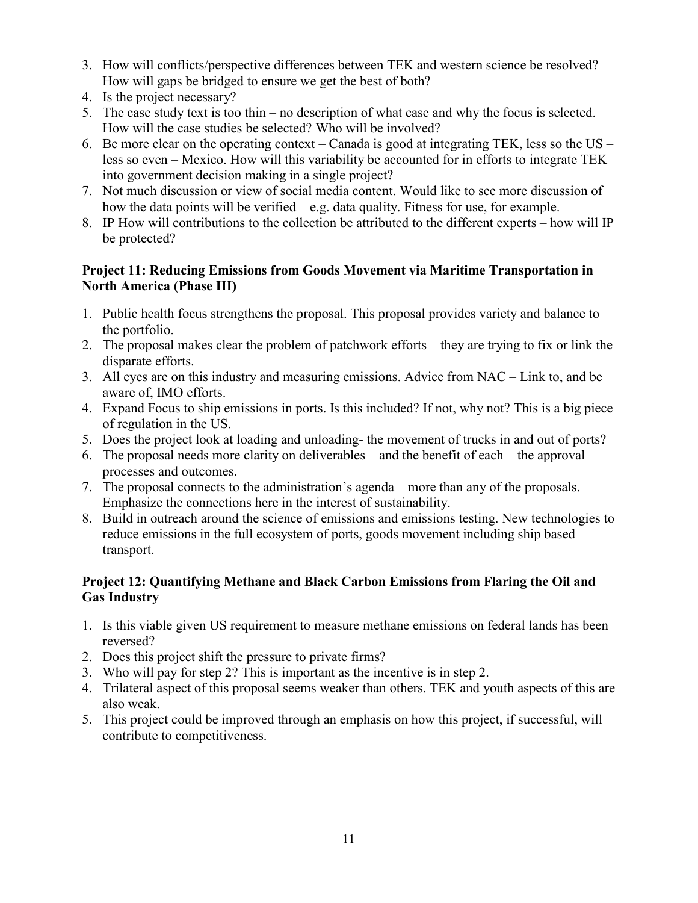3. How will conflicts/perspective differences between TEK and western science be resolved? How will gaps be bridged to ensure we get the best of both?
4. Is the project necessary?
5. The case study text is too thin – no description of what case and why the focus is selected. How will the case studies be selected? Who will be involved?
6. Be more clear on the operating context – Canada is good at integrating TEK, less so the US – less so even – Mexico. How will this variability be accounted for in efforts to integrate TEK into government decision making in a single project?
7. Not much discussion or view of social media content. Would like to see more discussion of how the data points will be verified – e.g. data quality. Fitness for use, for example.
8. IP How will contributions to the collection be attributed to the different experts – how will IP be protected?

### Project 11: Reducing Emissions from Goods Movement via Maritime Transportation in North America (Phase III)

1. Public health focus strengthens the proposal. This proposal provides variety and balance to the portfolio.
2. The proposal makes clear the problem of patchwork efforts – they are trying to fix or link the disparate efforts.
3. All eyes are on this industry and measuring emissions. Advice from NAC – Link to, and be aware of, IMO efforts.
4. Expand Focus to ship emissions in ports. Is this included? If not, why not? This is a big piece of regulation in the US.
5. Does the project look at loading and unloading- the movement of trucks in and out of ports?
6. The proposal needs more clarity on deliverables – and the benefit of each – the approval processes and outcomes.
7. The proposal connects to the administration's agenda – more than any of the proposals. Emphasize the connections here in the interest of sustainability.
8. Build in outreach around the science of emissions and emissions testing. New technologies to reduce emissions in the full ecosystem of ports, goods movement including ship based transport.

### Project 12: Quantifying Methane and Black Carbon Emissions from Flaring the Oil and Gas Industry

1. Is this viable given US requirement to measure methane emissions on federal lands has been reversed?
2. Does this project shift the pressure to private firms?
3. Who will pay for step 2? This is important as the incentive is in step 2.
4. Trilateral aspect of this proposal seems weaker than others. TEK and youth aspects of this are also weak.
5. This project could be improved through an emphasis on how this project, if successful, will contribute to competitiveness.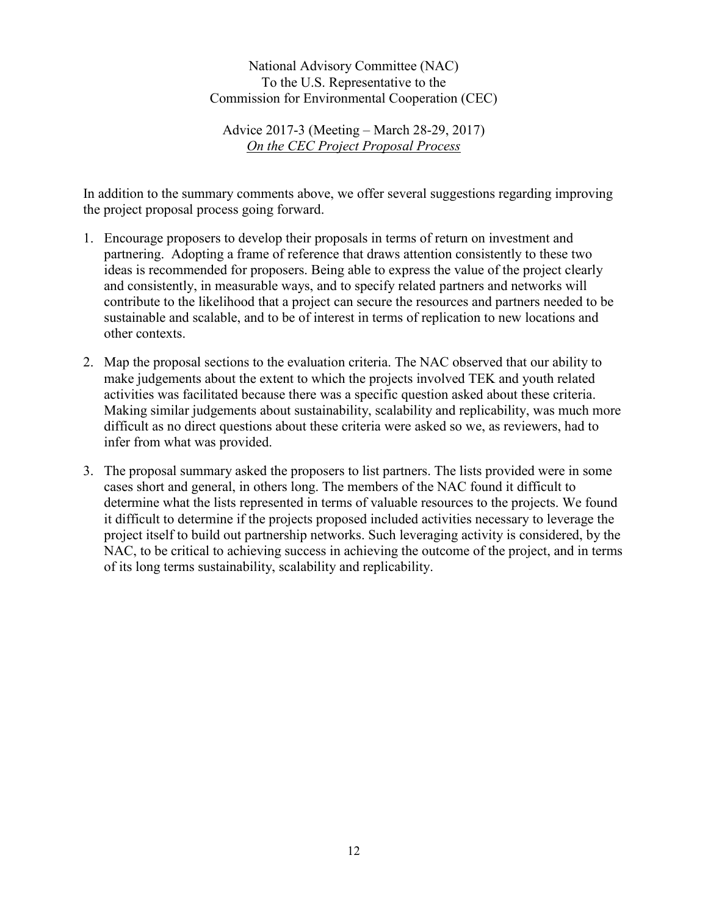National Advisory Committee (NAC)
To the U.S. Representative to the
Commission for Environmental Cooperation (CEC)

Advice 2017-3 (Meeting – March 28-29, 2017)
*On the CEC Project Proposal Process*

In addition to the summary comments above, we offer several suggestions regarding improving the project proposal process going forward.

1. Encourage proposers to develop their proposals in terms of return on investment and partnering. Adopting a frame of reference that draws attention consistently to these two ideas is recommended for proposers. Being able to express the value of the project clearly and consistently, in measurable ways, and to specify related partners and networks will contribute to the likelihood that a project can secure the resources and partners needed to be sustainable and scalable, and to be of interest in terms of replication to new locations and other contexts.
2. Map the proposal sections to the evaluation criteria. The NAC observed that our ability to make judgements about the extent to which the projects involved TEK and youth related activities was facilitated because there was a specific question asked about these criteria. Making similar judgements about sustainability, scalability and replicability, was much more difficult as no direct questions about these criteria were asked so we, as reviewers, had to infer from what was provided.
3. The proposal summary asked the proposers to list partners. The lists provided were in some cases short and general, in others long. The members of the NAC found it difficult to determine what the lists represented in terms of valuable resources to the projects. We found it difficult to determine if the projects proposed included activities necessary to leverage the project itself to build out partnership networks. Such leveraging activity is considered, by the NAC, to be critical to achieving success in achieving the outcome of the project, and in terms of its long terms sustainability, scalability and replicability.